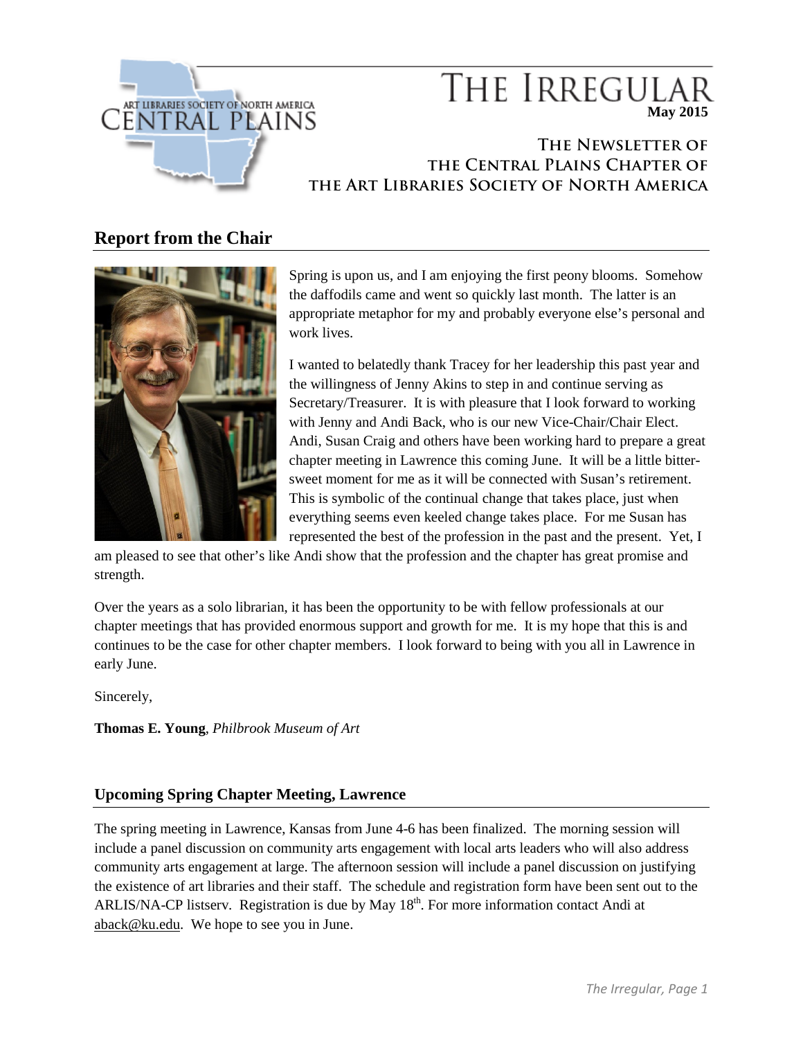ART LIBRARIES SOCIETY OF NORTH AMERICA
CENTRAL PLAINS

# THE IRREGULAR

**May 2015**

### The Newsletter of the Central Plains Chapter of the Art Libraries Society of North America

## Report from the Chair

Spring is upon us, and I am enjoying the first peony blooms. Somehow the daffodils came and went so quickly last month. The latter is an appropriate metaphor for my and probably everyone else's personal and work lives.

I wanted to belatedly thank Tracey for her leadership this past year and the willingness of Jenny Akins to step in and continue serving as Secretary/Treasurer. It is with pleasure that I look forward to working with Jenny and Andi Back, who is our new Vice-Chair/Chair Elect. Andi, Susan Craig and others have been working hard to prepare a great chapter meeting in Lawrence this coming June. It will be a little bitter-sweet moment for me as it will be connected with Susan's retirement. This is symbolic of the continual change that takes place, just when everything seems even keeled change takes place. For me Susan has represented the best of the profession in the past and the present. Yet, I am pleased to see that other's like Andi show that the profession and the chapter has great promise and strength.

Over the years as a solo librarian, it has been the opportunity to be with fellow professionals at our chapter meetings that has provided enormous support and growth for me. It is my hope that this is and continues to be the case for other chapter members. I look forward to being with you all in Lawrence in early June.

Sincerely,

**Thomas E. Young**, *Philbrook Museum of Art*

### Upcoming Spring Chapter Meeting, Lawrence

The spring meeting in Lawrence, Kansas from June 4-6 has been finalized. The morning session will include a panel discussion on community arts engagement with local arts leaders who will also address community arts engagement at large. The afternoon session will include a panel discussion on justifying the existence of art libraries and their staff. The schedule and registration form have been sent out to the ARLIS/NA-CP listserv. Registration is due by May 18th. For more information contact Andi at aback@ku.edu. We hope to see you in June.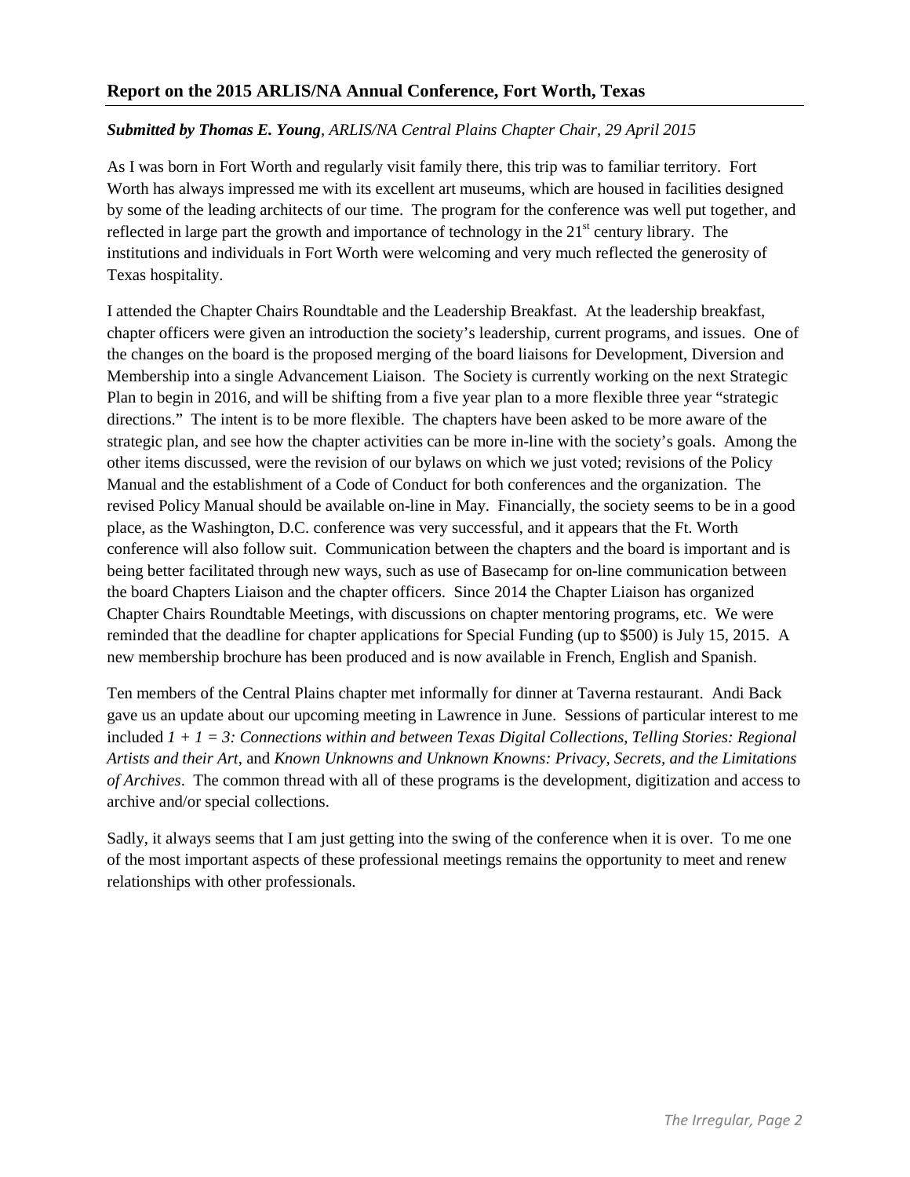## Report on the 2015 ARLIS/NA Annual Conference, Fort Worth, Texas

***Submitted by Thomas E. Young**, ARLIS/NA Central Plains Chapter Chair, 29 April 2015*

As I was born in Fort Worth and regularly visit family there, this trip was to familiar territory. Fort Worth has always impressed me with its excellent art museums, which are housed in facilities designed by some of the leading architects of our time. The program for the conference was well put together, and reflected in large part the growth and importance of technology in the 21st century library. The institutions and individuals in Fort Worth were welcoming and very much reflected the generosity of Texas hospitality.

I attended the Chapter Chairs Roundtable and the Leadership Breakfast. At the leadership breakfast, chapter officers were given an introduction the society's leadership, current programs, and issues. One of the changes on the board is the proposed merging of the board liaisons for Development, Diversion and Membership into a single Advancement Liaison. The Society is currently working on the next Strategic Plan to begin in 2016, and will be shifting from a five year plan to a more flexible three year "strategic directions." The intent is to be more flexible. The chapters have been asked to be more aware of the strategic plan, and see how the chapter activities can be more in-line with the society's goals. Among the other items discussed, were the revision of our bylaws on which we just voted; revisions of the Policy Manual and the establishment of a Code of Conduct for both conferences and the organization. The revised Policy Manual should be available on-line in May. Financially, the society seems to be in a good place, as the Washington, D.C. conference was very successful, and it appears that the Ft. Worth conference will also follow suit. Communication between the chapters and the board is important and is being better facilitated through new ways, such as use of Basecamp for on-line communication between the board Chapters Liaison and the chapter officers. Since 2014 the Chapter Liaison has organized Chapter Chairs Roundtable Meetings, with discussions on chapter mentoring programs, etc. We were reminded that the deadline for chapter applications for Special Funding (up to $500) is July 15, 2015. A new membership brochure has been produced and is now available in French, English and Spanish.

Ten members of the Central Plains chapter met informally for dinner at Taverna restaurant. Andi Back gave us an update about our upcoming meeting in Lawrence in June. Sessions of particular interest to me included *1 + 1 = 3: Connections within and between Texas Digital Collections*, *Telling Stories: Regional Artists and their Art*, and *Known Unknowns and Unknown Knowns: Privacy, Secrets, and the Limitations of Archives*. The common thread with all of these programs is the development, digitization and access to archive and/or special collections.

Sadly, it always seems that I am just getting into the swing of the conference when it is over. To me one of the most important aspects of these professional meetings remains the opportunity to meet and renew relationships with other professionals.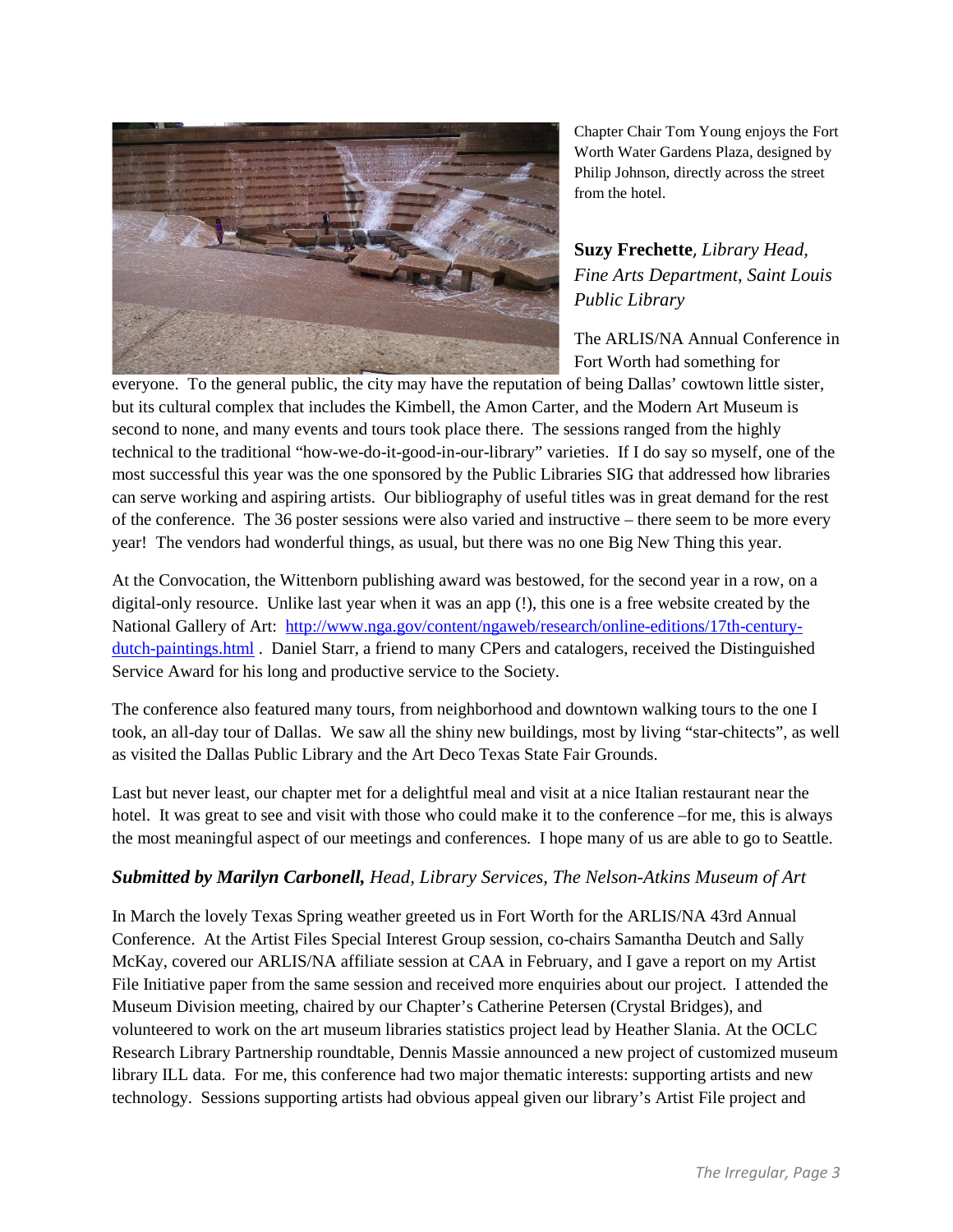Chapter Chair Tom Young enjoys the Fort Worth Water Gardens Plaza, designed by Philip Johnson, directly across the street from the hotel.

**Suzy Frechette**, *Library Head, Fine Arts Department, Saint Louis Public Library*

The ARLIS/NA Annual Conference in Fort Worth had something for everyone. To the general public, the city may have the reputation of being Dallas' cowtown little sister, but its cultural complex that includes the Kimbell, the Amon Carter, and the Modern Art Museum is second to none, and many events and tours took place there. The sessions ranged from the highly technical to the traditional "how-we-do-it-good-in-our-library" varieties. If I do say so myself, one of the most successful this year was the one sponsored by the Public Libraries SIG that addressed how libraries can serve working and aspiring artists. Our bibliography of useful titles was in great demand for the rest of the conference. The 36 poster sessions were also varied and instructive – there seem to be more every year! The vendors had wonderful things, as usual, but there was no one Big New Thing this year.

At the Convocation, the Wittenborn publishing award was bestowed, for the second year in a row, on a digital-only resource. Unlike last year when it was an app (!), this one is a free website created by the National Gallery of Art: http://www.nga.gov/content/ngaweb/research/online-editions/17th-century-dutch-paintings.html . Daniel Starr, a friend to many CPers and catalogers, received the Distinguished Service Award for his long and productive service to the Society.

The conference also featured many tours, from neighborhood and downtown walking tours to the one I took, an all-day tour of Dallas. We saw all the shiny new buildings, most by living "star-chitects", as well as visited the Dallas Public Library and the Art Deco Texas State Fair Grounds.

Last but never least, our chapter met for a delightful meal and visit at a nice Italian restaurant near the hotel. It was great to see and visit with those who could make it to the conference –for me, this is always the most meaningful aspect of our meetings and conferences. I hope many of us are able to go to Seattle.

***Submitted by Marilyn Carbonell,*** *Head, Library Services, The Nelson-Atkins Museum of Art*

In March the lovely Texas Spring weather greeted us in Fort Worth for the ARLIS/NA 43rd Annual Conference. At the Artist Files Special Interest Group session, co-chairs Samantha Deutch and Sally McKay, covered our ARLIS/NA affiliate session at CAA in February, and I gave a report on my Artist File Initiative paper from the same session and received more enquiries about our project. I attended the Museum Division meeting, chaired by our Chapter's Catherine Petersen (Crystal Bridges), and volunteered to work on the art museum libraries statistics project lead by Heather Slania. At the OCLC Research Library Partnership roundtable, Dennis Massie announced a new project of customized museum library ILL data. For me, this conference had two major thematic interests: supporting artists and new technology. Sessions supporting artists had obvious appeal given our library's Artist File project and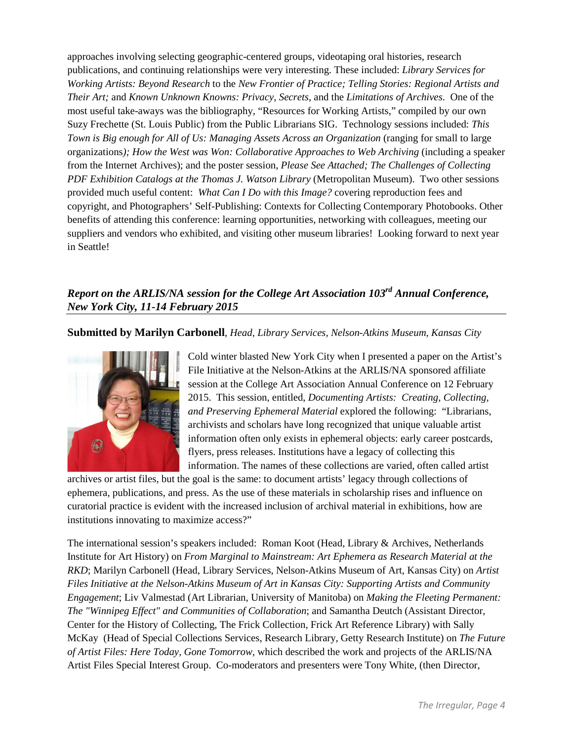approaches involving selecting geographic-centered groups, videotaping oral histories, research publications, and continuing relationships were very interesting. These included: *Library Services for Working Artists: Beyond Research* to the *New Frontier of Practice; Telling Stories: Regional Artists and Their Art;* and *Known Unknown Knowns: Privacy, Secrets*, and the *Limitations of Archives*. One of the most useful take-aways was the bibliography, "Resources for Working Artists," compiled by our own Suzy Frechette (St. Louis Public) from the Public Librarians SIG. Technology sessions included: *This Town is Big enough for All of Us: Managing Assets Across an Organization* (ranging for small to large organizations)*; How the West was Won: Collaborative Approaches to Web Archiving* (including a speaker from the Internet Archives); and the poster session, *Please See Attached; The Challenges of Collecting PDF Exhibition Catalogs at the Thomas J. Watson Library* (Metropolitan Museum). Two other sessions provided much useful content: *What Can I Do with this Image?* covering reproduction fees and copyright, and Photographers' Self-Publishing: Contexts for Collecting Contemporary Photobooks. Other benefits of attending this conference: learning opportunities, networking with colleagues, meeting our suppliers and vendors who exhibited, and visiting other museum libraries! Looking forward to next year in Seattle!

## *Report on the ARLIS/NA session for the College Art Association 103rd Annual Conference, New York City, 11-14 February 2015*

**Submitted by Marilyn Carbonell**, *Head, Library Services, Nelson-Atkins Museum, Kansas City*

Cold winter blasted New York City when I presented a paper on the Artist's File Initiative at the Nelson-Atkins at the ARLIS/NA sponsored affiliate session at the College Art Association Annual Conference on 12 February 2015. This session, entitled, *Documenting Artists: Creating, Collecting, and Preserving Ephemeral Material* explored the following: "Librarians, archivists and scholars have long recognized that unique valuable artist information often only exists in ephemeral objects: early career postcards, flyers, press releases. Institutions have a legacy of collecting this information. The names of these collections are varied, often called artist archives or artist files, but the goal is the same: to document artists' legacy through collections of ephemera, publications, and press. As the use of these materials in scholarship rises and influence on curatorial practice is evident with the increased inclusion of archival material in exhibitions, how are institutions innovating to maximize access?"

The international session's speakers included: Roman Koot (Head, Library & Archives, Netherlands Institute for Art History) on *From Marginal to Mainstream: Art Ephemera as Research Material at the RKD*; Marilyn Carbonell (Head, Library Services, Nelson-Atkins Museum of Art, Kansas City) on *Artist Files Initiative at the Nelson-Atkins Museum of Art in Kansas City: Supporting Artists and Community Engagement*; Liv Valmestad (Art Librarian, University of Manitoba) on *Making the Fleeting Permanent: The "Winnipeg Effect" and Communities of Collaboration*; and Samantha Deutch (Assistant Director, Center for the History of Collecting, The Frick Collection, Frick Art Reference Library) with Sally McKay (Head of Special Collections Services, Research Library, Getty Research Institute) on *The Future of Artist Files: Here Today, Gone Tomorrow*, which described the work and projects of the ARLIS/NA Artist Files Special Interest Group. Co-moderators and presenters were Tony White, (then Director,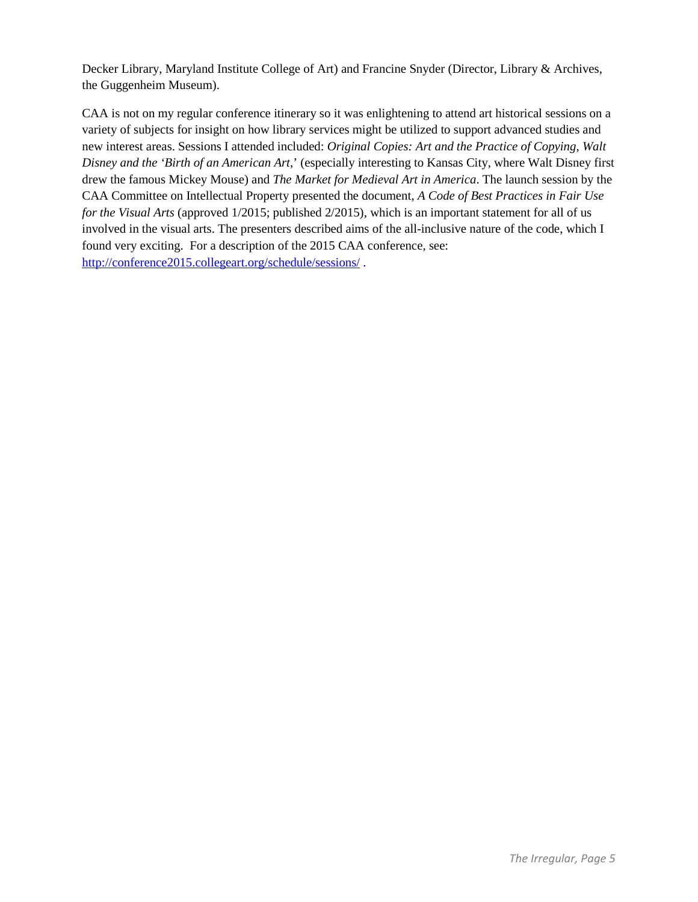Decker Library, Maryland Institute College of Art) and Francine Snyder (Director, Library & Archives, the Guggenheim Museum).

CAA is not on my regular conference itinerary so it was enlightening to attend art historical sessions on a variety of subjects for insight on how library services might be utilized to support advanced studies and new interest areas. Sessions I attended included: *Original Copies: Art and the Practice of Copying*, *Walt Disney and the 'Birth of an American Art*,' (especially interesting to Kansas City, where Walt Disney first drew the famous Mickey Mouse) and *The Market for Medieval Art in America*. The launch session by the CAA Committee on Intellectual Property presented the document, *A Code of Best Practices in Fair Use for the Visual Arts* (approved 1/2015; published 2/2015), which is an important statement for all of us involved in the visual arts. The presenters described aims of the all-inclusive nature of the code, which I found very exciting. For a description of the 2015 CAA conference, see: http://conference2015.collegeart.org/schedule/sessions/ .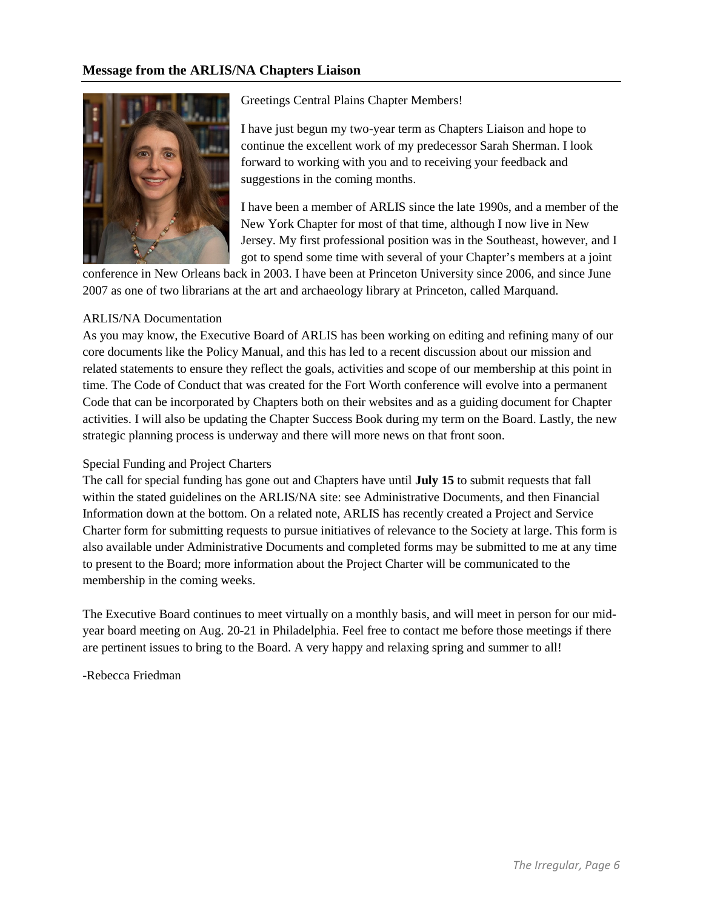## Message from the ARLIS/NA Chapters Liaison

Greetings Central Plains Chapter Members!

I have just begun my two-year term as Chapters Liaison and hope to continue the excellent work of my predecessor Sarah Sherman. I look forward to working with you and to receiving your feedback and suggestions in the coming months.

I have been a member of ARLIS since the late 1990s, and a member of the New York Chapter for most of that time, although I now live in New Jersey. My first professional position was in the Southeast, however, and I got to spend some time with several of your Chapter's members at a joint conference in New Orleans back in 2003. I have been at Princeton University since 2006, and since June 2007 as one of two librarians at the art and archaeology library at Princeton, called Marquand.

ARLIS/NA Documentation

As you may know, the Executive Board of ARLIS has been working on editing and refining many of our core documents like the Policy Manual, and this has led to a recent discussion about our mission and related statements to ensure they reflect the goals, activities and scope of our membership at this point in time. The Code of Conduct that was created for the Fort Worth conference will evolve into a permanent Code that can be incorporated by Chapters both on their websites and as a guiding document for Chapter activities. I will also be updating the Chapter Success Book during my term on the Board. Lastly, the new strategic planning process is underway and there will more news on that front soon.

Special Funding and Project Charters

The call for special funding has gone out and Chapters have until **July 15** to submit requests that fall within the stated guidelines on the ARLIS/NA site: see Administrative Documents, and then Financial Information down at the bottom. On a related note, ARLIS has recently created a Project and Service Charter form for submitting requests to pursue initiatives of relevance to the Society at large. This form is also available under Administrative Documents and completed forms may be submitted to me at any time to present to the Board; more information about the Project Charter will be communicated to the membership in the coming weeks.

The Executive Board continues to meet virtually on a monthly basis, and will meet in person for our mid-year board meeting on Aug. 20-21 in Philadelphia. Feel free to contact me before those meetings if there are pertinent issues to bring to the Board. A very happy and relaxing spring and summer to all!

-Rebecca Friedman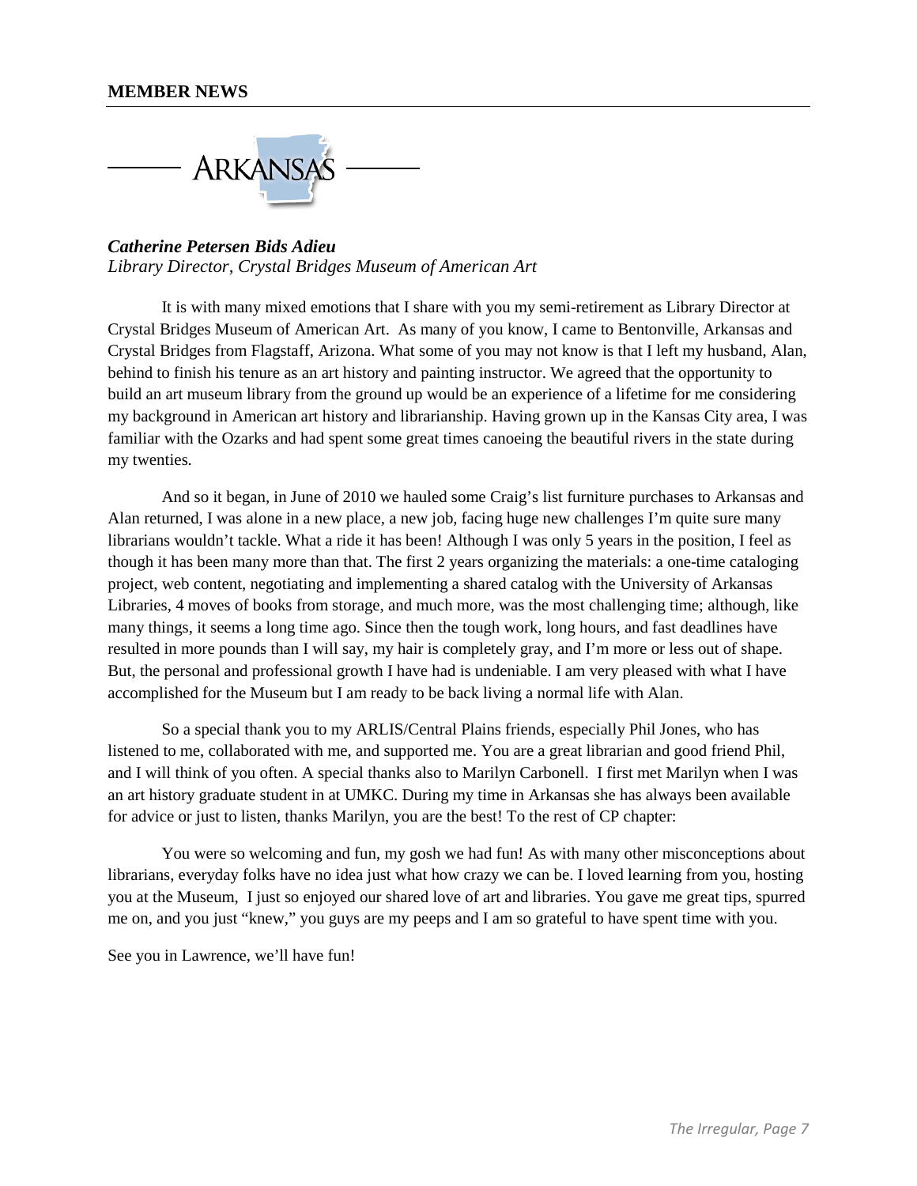## MEMBER NEWS

### ARKANSAS

***Catherine Petersen Bids Adieu***
*Library Director, Crystal Bridges Museum of American Art*

It is with many mixed emotions that I share with you my semi-retirement as Library Director at Crystal Bridges Museum of American Art. As many of you know, I came to Bentonville, Arkansas and Crystal Bridges from Flagstaff, Arizona. What some of you may not know is that I left my husband, Alan, behind to finish his tenure as an art history and painting instructor. We agreed that the opportunity to build an art museum library from the ground up would be an experience of a lifetime for me considering my background in American art history and librarianship. Having grown up in the Kansas City area, I was familiar with the Ozarks and had spent some great times canoeing the beautiful rivers in the state during my twenties.

And so it began, in June of 2010 we hauled some Craig's list furniture purchases to Arkansas and Alan returned, I was alone in a new place, a new job, facing huge new challenges I'm quite sure many librarians wouldn't tackle. What a ride it has been! Although I was only 5 years in the position, I feel as though it has been many more than that. The first 2 years organizing the materials: a one-time cataloging project, web content, negotiating and implementing a shared catalog with the University of Arkansas Libraries, 4 moves of books from storage, and much more, was the most challenging time; although, like many things, it seems a long time ago. Since then the tough work, long hours, and fast deadlines have resulted in more pounds than I will say, my hair is completely gray, and I'm more or less out of shape. But, the personal and professional growth I have had is undeniable. I am very pleased with what I have accomplished for the Museum but I am ready to be back living a normal life with Alan.

So a special thank you to my ARLIS/Central Plains friends, especially Phil Jones, who has listened to me, collaborated with me, and supported me. You are a great librarian and good friend Phil, and I will think of you often. A special thanks also to Marilyn Carbonell. I first met Marilyn when I was an art history graduate student in at UMKC. During my time in Arkansas she has always been available for advice or just to listen, thanks Marilyn, you are the best! To the rest of CP chapter:

You were so welcoming and fun, my gosh we had fun! As with many other misconceptions about librarians, everyday folks have no idea just what how crazy we can be. I loved learning from you, hosting you at the Museum, I just so enjoyed our shared love of art and libraries. You gave me great tips, spurred me on, and you just "knew," you guys are my peeps and I am so grateful to have spent time with you.

See you in Lawrence, we'll have fun!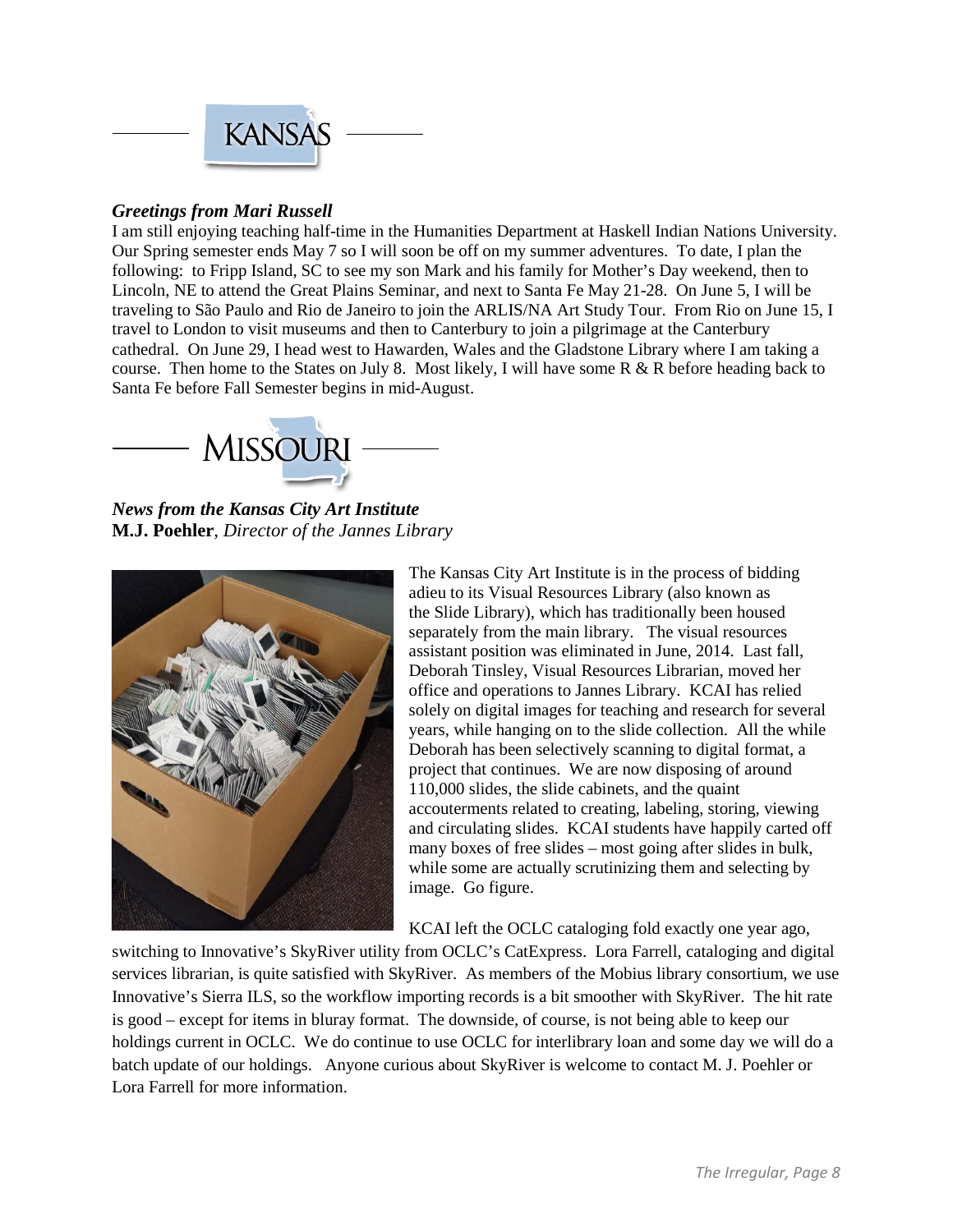## KANSAS

***Greetings from Mari Russell***

I am still enjoying teaching half-time in the Humanities Department at Haskell Indian Nations University. Our Spring semester ends May 7 so I will soon be off on my summer adventures. To date, I plan the following: to Fripp Island, SC to see my son Mark and his family for Mother's Day weekend, then to Lincoln, NE to attend the Great Plains Seminar, and next to Santa Fe May 21-28. On June 5, I will be traveling to São Paulo and Rio de Janeiro to join the ARLIS/NA Art Study Tour. From Rio on June 15, I travel to London to visit museums and then to Canterbury to join a pilgrimage at the Canterbury cathedral. On June 29, I head west to Hawarden, Wales and the Gladstone Library where I am taking a course. Then home to the States on July 8. Most likely, I will have some R & R before heading back to Santa Fe before Fall Semester begins in mid-August.

## MISSOURI

***News from the Kansas City Art Institute***
**M.J. Poehler**, *Director of the Jannes Library*

The Kansas City Art Institute is in the process of bidding adieu to its Visual Resources Library (also known as the Slide Library), which has traditionally been housed separately from the main library. The visual resources assistant position was eliminated in June, 2014. Last fall, Deborah Tinsley, Visual Resources Librarian, moved her office and operations to Jannes Library. KCAI has relied solely on digital images for teaching and research for several years, while hanging on to the slide collection. All the while Deborah has been selectively scanning to digital format, a project that continues. We are now disposing of around 110,000 slides, the slide cabinets, and the quaint accouterments related to creating, labeling, storing, viewing and circulating slides. KCAI students have happily carted off many boxes of free slides – most going after slides in bulk, while some are actually scrutinizing them and selecting by image. Go figure.

KCAI left the OCLC cataloging fold exactly one year ago, switching to Innovative's SkyRiver utility from OCLC's CatExpress. Lora Farrell, cataloging and digital services librarian, is quite satisfied with SkyRiver. As members of the Mobius library consortium, we use Innovative's Sierra ILS, so the workflow importing records is a bit smoother with SkyRiver. The hit rate is good – except for items in bluray format. The downside, of course, is not being able to keep our holdings current in OCLC. We do continue to use OCLC for interlibrary loan and some day we will do a batch update of our holdings. Anyone curious about SkyRiver is welcome to contact M. J. Poehler or Lora Farrell for more information.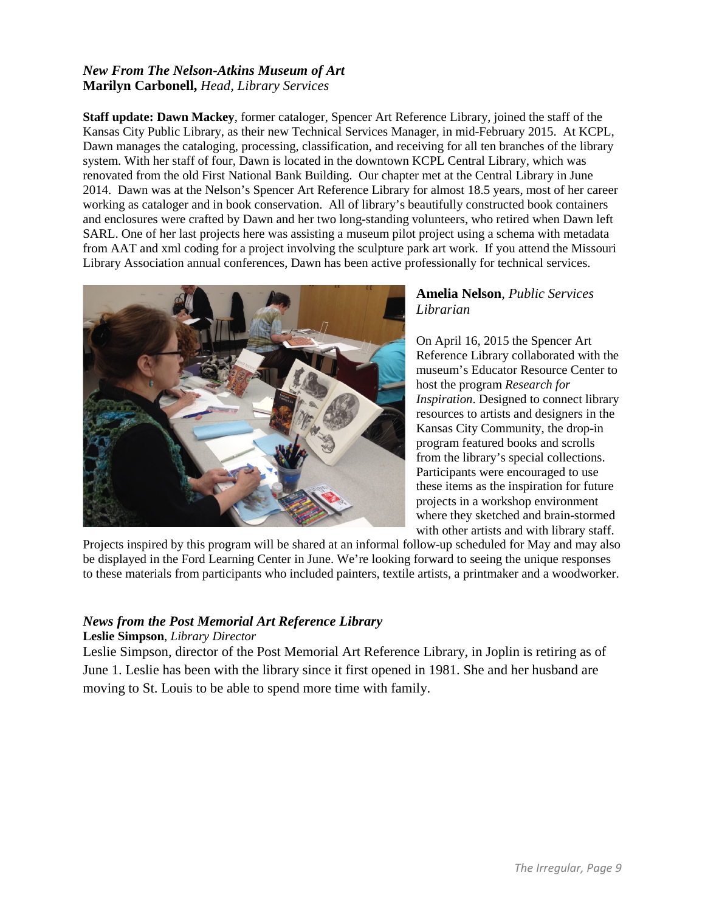***New From The Nelson-Atkins Museum of Art***
**Marilyn Carbonell,** *Head, Library Services*

**Staff update: Dawn Mackey**, former cataloger, Spencer Art Reference Library, joined the staff of the Kansas City Public Library, as their new Technical Services Manager, in mid-February 2015. At KCPL, Dawn manages the cataloging, processing, classification, and receiving for all ten branches of the library system. With her staff of four, Dawn is located in the downtown KCPL Central Library, which was renovated from the old First National Bank Building. Our chapter met at the Central Library in June 2014. Dawn was at the Nelson's Spencer Art Reference Library for almost 18.5 years, most of her career working as cataloger and in book conservation. All of library's beautifully constructed book containers and enclosures were crafted by Dawn and her two long-standing volunteers, who retired when Dawn left SARL. One of her last projects here was assisting a museum pilot project using a schema with metadata from AAT and xml coding for a project involving the sculpture park art work. If you attend the Missouri Library Association annual conferences, Dawn has been active professionally for technical services.

**Amelia Nelson**, *Public Services Librarian*

On April 16, 2015 the Spencer Art Reference Library collaborated with the museum's Educator Resource Center to host the program *Research for Inspiration*. Designed to connect library resources to artists and designers in the Kansas City Community, the drop-in program featured books and scrolls from the library's special collections. Participants were encouraged to use these items as the inspiration for future projects in a workshop environment where they sketched and brain-stormed with other artists and with library staff. Projects inspired by this program will be shared at an informal follow-up scheduled for May and may also be displayed in the Ford Learning Center in June. We're looking forward to seeing the unique responses to these materials from participants who included painters, textile artists, a printmaker and a woodworker.

***News from the Post Memorial Art Reference Library***
**Leslie Simpson**, *Library Director*

Leslie Simpson, director of the Post Memorial Art Reference Library, in Joplin is retiring as of June 1. Leslie has been with the library since it first opened in 1981. She and her husband are moving to St. Louis to be able to spend more time with family.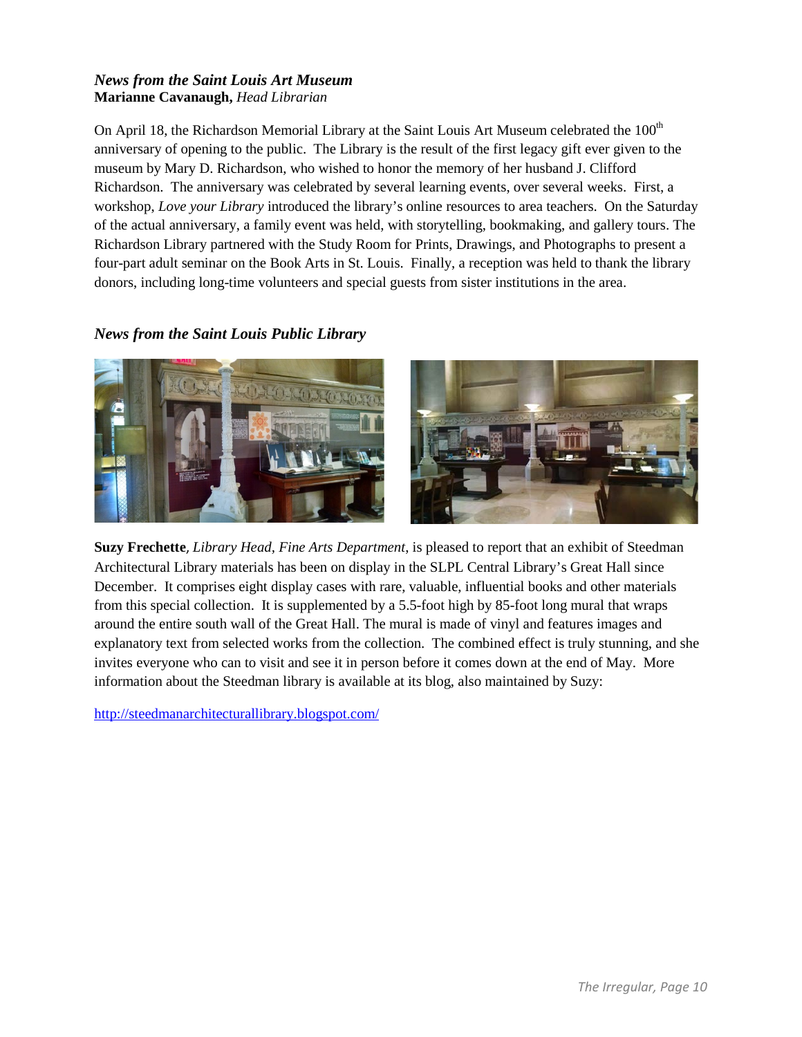### *News from the Saint Louis Art Museum*

**Marianne Cavanaugh,** *Head Librarian*

On April 18, the Richardson Memorial Library at the Saint Louis Art Museum celebrated the 100th anniversary of opening to the public. The Library is the result of the first legacy gift ever given to the museum by Mary D. Richardson, who wished to honor the memory of her husband J. Clifford Richardson. The anniversary was celebrated by several learning events, over several weeks. First, a workshop, *Love your Library* introduced the library's online resources to area teachers. On the Saturday of the actual anniversary, a family event was held, with storytelling, bookmaking, and gallery tours. The Richardson Library partnered with the Study Room for Prints, Drawings, and Photographs to present a four-part adult seminar on the Book Arts in St. Louis. Finally, a reception was held to thank the library donors, including long-time volunteers and special guests from sister institutions in the area.

### *News from the Saint Louis Public Library*

**Suzy Frechette**, *Library Head, Fine Arts Department*, is pleased to report that an exhibit of Steedman Architectural Library materials has been on display in the SLPL Central Library's Great Hall since December. It comprises eight display cases with rare, valuable, influential books and other materials from this special collection. It is supplemented by a 5.5-foot high by 85-foot long mural that wraps around the entire south wall of the Great Hall. The mural is made of vinyl and features images and explanatory text from selected works from the collection. The combined effect is truly stunning, and she invites everyone who can to visit and see it in person before it comes down at the end of May. More information about the Steedman library is available at its blog, also maintained by Suzy:

http://steedmanarchitecturallibrary.blogspot.com/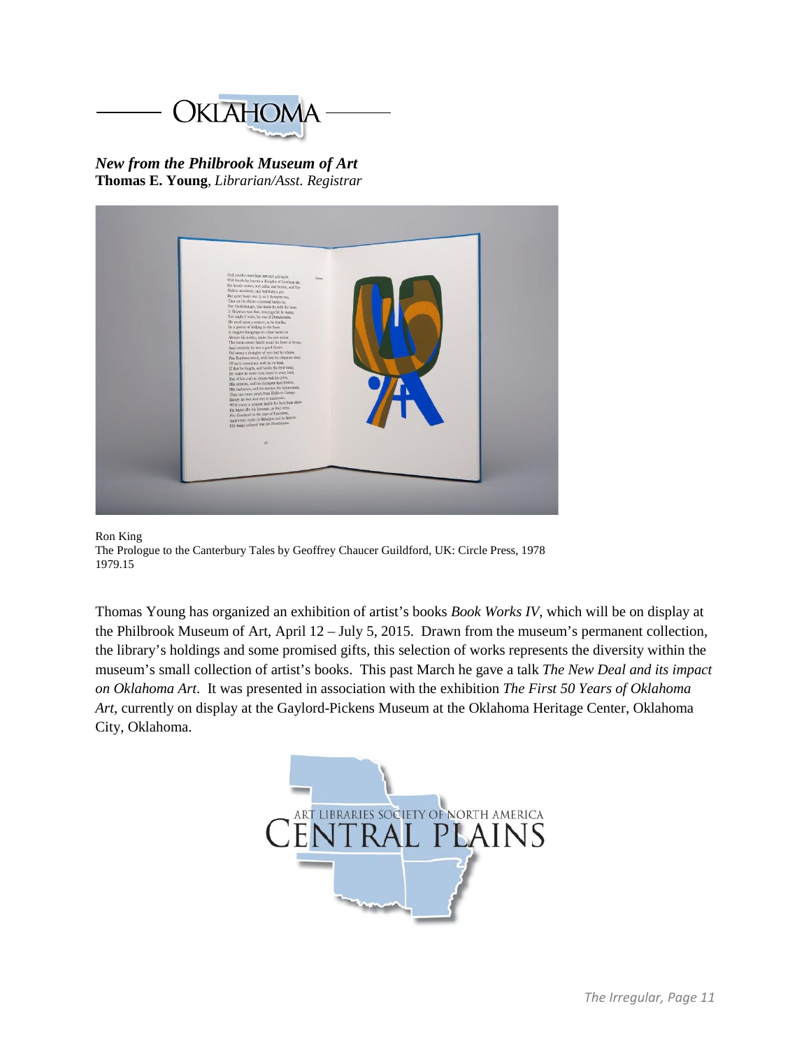# Oklahoma

***New from the Philbrook Museum of Art***
**Thomas E. Young**, *Librarian/Asst. Registrar*

Ron King
The Prologue to the Canterbury Tales by Geoffrey Chaucer Guildford, UK: Circle Press, 1978
1979.15

Thomas Young has organized an exhibition of artist's books *Book Works IV*, which will be on display at the Philbrook Museum of Art, April 12 – July 5, 2015. Drawn from the museum's permanent collection, the library's holdings and some promised gifts, this selection of works represents the diversity within the museum's small collection of artist's books. This past March he gave a talk *The New Deal and its impact on Oklahoma Art*. It was presented in association with the exhibition *The First 50 Years of Oklahoma Art*, currently on display at the Gaylord-Pickens Museum at the Oklahoma Heritage Center, Oklahoma City, Oklahoma.

ART LIBRARIES SOCIETY OF NORTH AMERICA
CENTRAL PLAINS